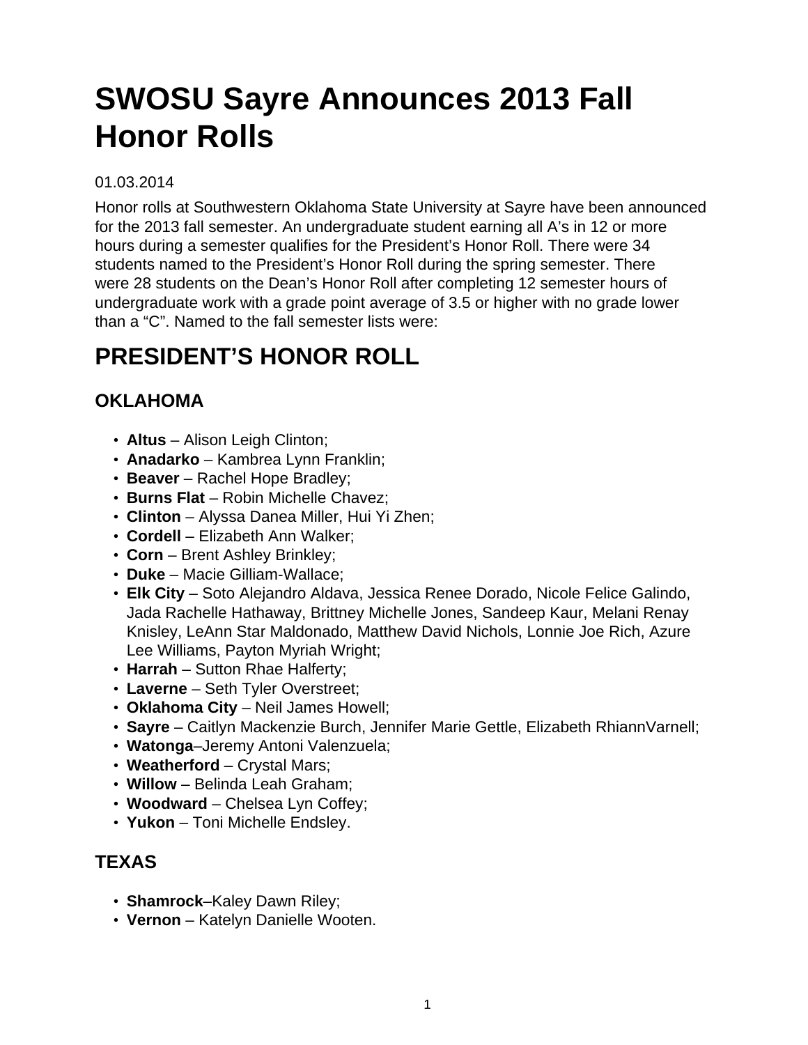# SWOSU Sayre Announces 2013 Fall Honor Rolls

01.03.2014

Honor rolls at Southwestern Oklahoma State University at Sayre have been announced for the 2013 fall semester. An undergraduate student earning all A's in 12 or more hours during a semester qualifies for the President's Honor Roll. There were 34 students named to the President's Honor Roll during the spring semester. There were 28 students on the Dean's Honor Roll after completing 12 semester hours of undergraduate work with a grade point average of 3.5 or higher with no grade lower than a "C". Named to the fall semester lists were:

## PRESIDENT'S HONOR ROLL

### OKLAHOMA

- **Altus** – Alison Leigh Clinton;
- **Anadarko** – Kambrea Lynn Franklin;
- **Beaver** – Rachel Hope Bradley;
- **Burns Flat** – Robin Michelle Chavez;
- **Clinton** – Alyssa Danea Miller, Hui Yi Zhen;
- **Cordell** – Elizabeth Ann Walker;
- **Corn** – Brent Ashley Brinkley;
- **Duke** – Macie Gilliam-Wallace;
- **Elk City** – Soto Alejandro Aldava, Jessica Renee Dorado, Nicole Felice Galindo, Jada Rachelle Hathaway, Brittney Michelle Jones, Sandeep Kaur, Melani Renay Knisley, LeAnn Star Maldonado, Matthew David Nichols, Lonnie Joe Rich, Azure Lee Williams, Payton Myriah Wright;
- **Harrah** – Sutton Rhae Halferty;
- **Laverne** – Seth Tyler Overstreet;
- **Oklahoma City** – Neil James Howell;
- **Sayre** – Caitlyn Mackenzie Burch, Jennifer Marie Gettle, Elizabeth RhiannVarnell;
- **Watonga**–Jeremy Antoni Valenzuela;
- **Weatherford** – Crystal Mars;
- **Willow** – Belinda Leah Graham;
- **Woodward** – Chelsea Lyn Coffey;
- **Yukon** – Toni Michelle Endsley.

### TEXAS

- **Shamrock**–Kaley Dawn Riley;
- **Vernon** – Katelyn Danielle Wooten.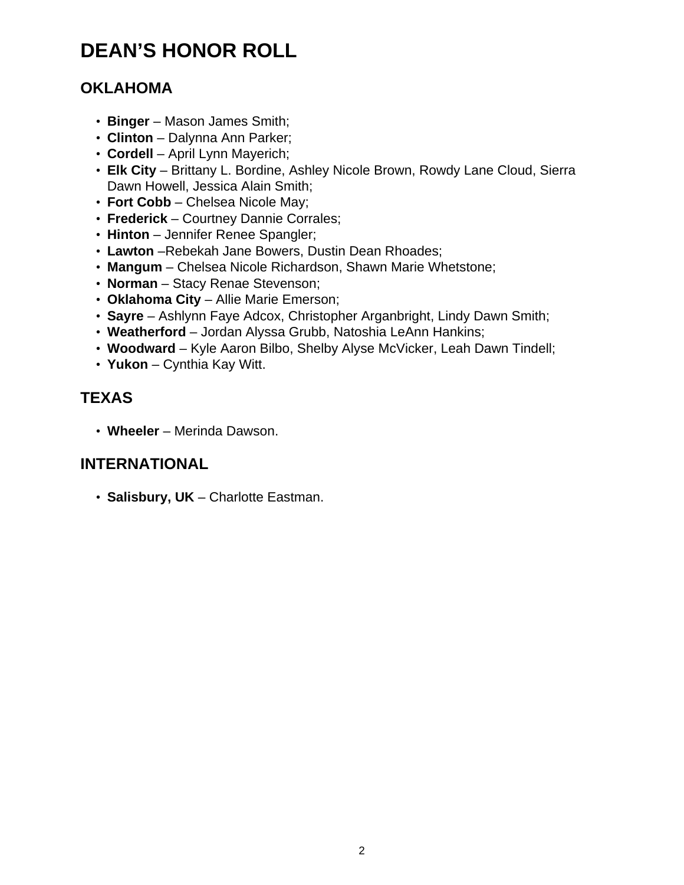# DEAN'S HONOR ROLL

## OKLAHOMA

- **Binger** – Mason James Smith;
- **Clinton** – Dalynna Ann Parker;
- **Cordell** – April Lynn Mayerich;
- **Elk City** – Brittany L. Bordine, Ashley Nicole Brown, Rowdy Lane Cloud, Sierra Dawn Howell, Jessica Alain Smith;
- **Fort Cobb** – Chelsea Nicole May;
- **Frederick** – Courtney Dannie Corrales;
- **Hinton** – Jennifer Renee Spangler;
- **Lawton** –Rebekah Jane Bowers, Dustin Dean Rhoades;
- **Mangum** – Chelsea Nicole Richardson, Shawn Marie Whetstone;
- **Norman** – Stacy Renae Stevenson;
- **Oklahoma City** – Allie Marie Emerson;
- **Sayre** – Ashlynn Faye Adcox, Christopher Arganbright, Lindy Dawn Smith;
- **Weatherford** – Jordan Alyssa Grubb, Natoshia LeAnn Hankins;
- **Woodward** – Kyle Aaron Bilbo, Shelby Alyse McVicker, Leah Dawn Tindell;
- **Yukon** – Cynthia Kay Witt.

## TEXAS

- **Wheeler** – Merinda Dawson.

## INTERNATIONAL

- **Salisbury, UK** – Charlotte Eastman.